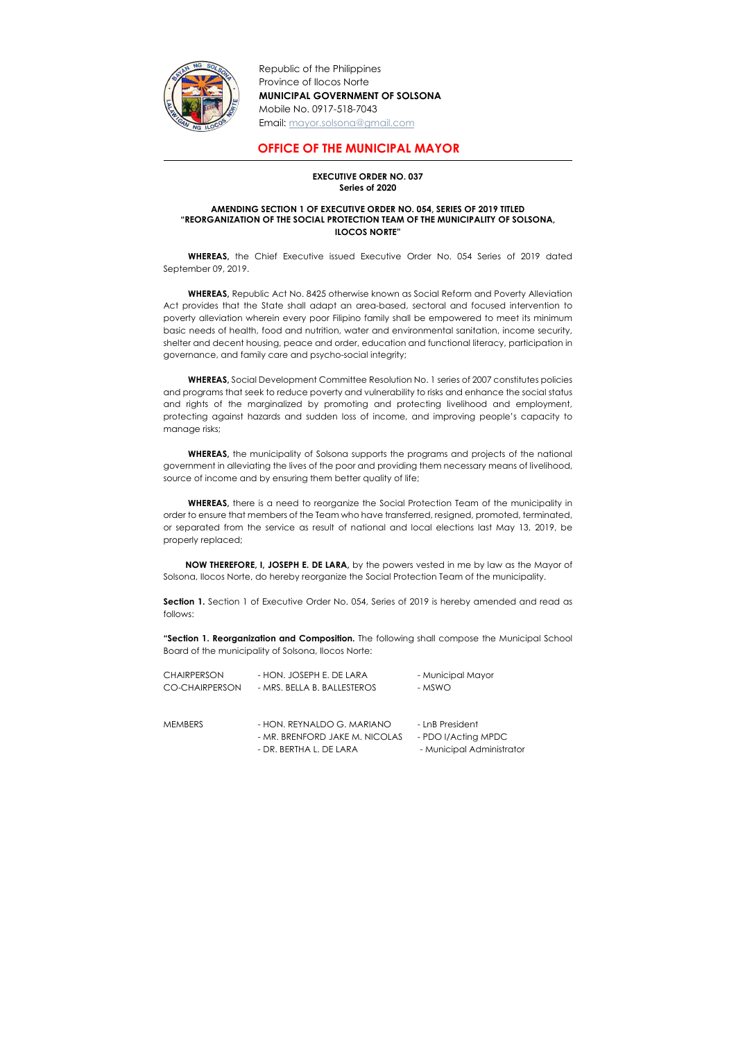Republic of the Philippines
Province of Ilocos Norte
**MUNICIPAL GOVERNMENT OF SOLSONA**
Mobile No. 0917-518-7043
Email: mayor.solsona@gmail.com

# OFFICE OF THE MUNICIPAL MAYOR

**EXECUTIVE ORDER NO. 037**
**Series of 2020**

**AMENDING SECTION 1 OF EXECUTIVE ORDER NO. 054, SERIES OF 2019 TITLED "REORGANIZATION OF THE SOCIAL PROTECTION TEAM OF THE MUNICIPALITY OF SOLSONA, ILOCOS NORTE"**

**WHEREAS,** the Chief Executive issued Executive Order No. 054 Series of 2019 dated September 09, 2019.

**WHEREAS,** Republic Act No. 8425 otherwise known as Social Reform and Poverty Alleviation Act provides that the State shall adapt an area-based, sectoral and focused intervention to poverty alleviation wherein every poor Filipino family shall be empowered to meet its minimum basic needs of health, food and nutrition, water and environmental sanitation, income security, shelter and decent housing, peace and order, education and functional literacy, participation in governance, and family care and psycho-social integrity;

**WHEREAS,** Social Development Committee Resolution No. 1 series of 2007 constitutes policies and programs that seek to reduce poverty and vulnerability to risks and enhance the social status and rights of the marginalized by promoting and protecting livelihood and employment, protecting against hazards and sudden loss of income, and improving people's capacity to manage risks;

**WHEREAS,** the municipality of Solsona supports the programs and projects of the national government in alleviating the lives of the poor and providing them necessary means of livelihood, source of income and by ensuring them better quality of life;

**WHEREAS,** there is a need to reorganize the Social Protection Team of the municipality in order to ensure that members of the Team who have transferred, resigned, promoted, terminated, or separated from the service as result of national and local elections last May 13, 2019, be properly replaced;

**NOW THEREFORE, I, JOSEPH E. DE LARA,** by the powers vested in me by law as the Mayor of Solsona, Ilocos Norte, do hereby reorganize the Social Protection Team of the municipality.

**Section 1.** Section 1 of Executive Order No. 054, Series of 2019 is hereby amended and read as follows:

**"Section 1. Reorganization and Composition.** The following shall compose the Municipal School Board of the municipality of Solsona, Ilocos Norte:

| | | |
|---|---|---|
| CHAIRPERSON | - HON. JOSEPH E. DE LARA | - Municipal Mayor |
| CO-CHAIRPERSON | - MRS. BELLA B. BALLESTEROS | - MSWO |
| MEMBERS | - HON. REYNALDO G. MARIANO | - LnB President |
| | - MR. BRENFORD JAKE M. NICOLAS | - PDO I/Acting MPDC |
| | - DR. BERTHA L. DE LARA | - Municipal Administrator |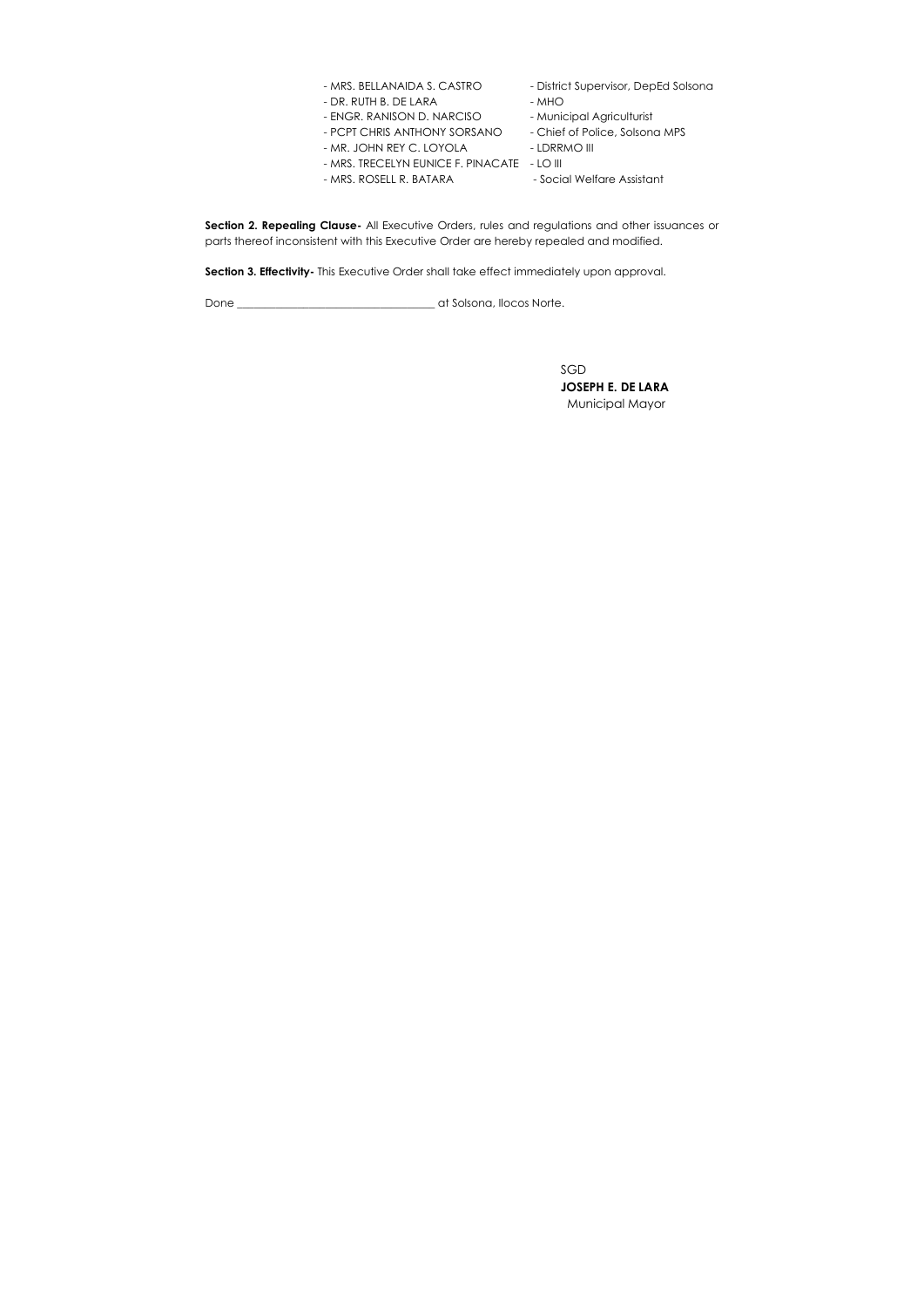- MRS. BELLANAIDA S. CASTRO - District Supervisor, DepEd Solsona
- DR. RUTH B. DE LARA - MHO
- ENGR. RANISON D. NARCISO - Municipal Agriculturist
- PCPT CHRIS ANTHONY SORSANO - Chief of Police, Solsona MPS
- MR. JOHN REY C. LOYOLA - LDRRMO III
- MRS. TRECELYN EUNICE F. PINACATE - LO III
- MRS. ROSELL R. BATARA - Social Welfare Assistant

**Section 2. Repealing Clause-** All Executive Orders, rules and regulations and other issuances or parts thereof inconsistent with this Executive Order are hereby repealed and modified.

**Section 3. Effectivity-** This Executive Order shall take effect immediately upon approval.

Done ___________________________________ at Solsona, Ilocos Norte.

SGD
**JOSEPH E. DE LARA**
Municipal Mayor